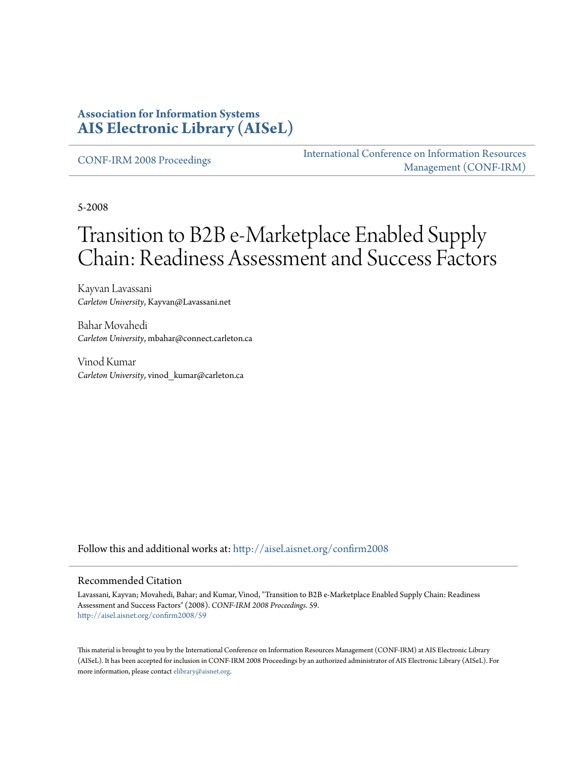**Association for Information Systems**
**AIS Electronic Library (AISeL)**

CONF-IRM 2008 Proceedings

International Conference on Information Resources Management (CONF-IRM)

5-2008

# Transition to B2B e-Marketplace Enabled Supply Chain: Readiness Assessment and Success Factors

Kayvan Lavassani
*Carleton University*, Kayvan@Lavassani.net

Bahar Movahedi
*Carleton University*, mbahar@connect.carleton.ca

Vinod Kumar
*Carleton University*, vinod_kumar@carleton.ca

Follow this and additional works at: http://aisel.aisnet.org/confirm2008

## Recommended Citation

Lavassani, Kayvan; Movahedi, Bahar; and Kumar, Vinod, "Transition to B2B e-Marketplace Enabled Supply Chain: Readiness Assessment and Success Factors" (2008). *CONF-IRM 2008 Proceedings*. 59.
http://aisel.aisnet.org/confirm2008/59

This material is brought to you by the International Conference on Information Resources Management (CONF-IRM) at AIS Electronic Library (AISeL). It has been accepted for inclusion in CONF-IRM 2008 Proceedings by an authorized administrator of AIS Electronic Library (AISeL). For more information, please contact elibrary@aisnet.org.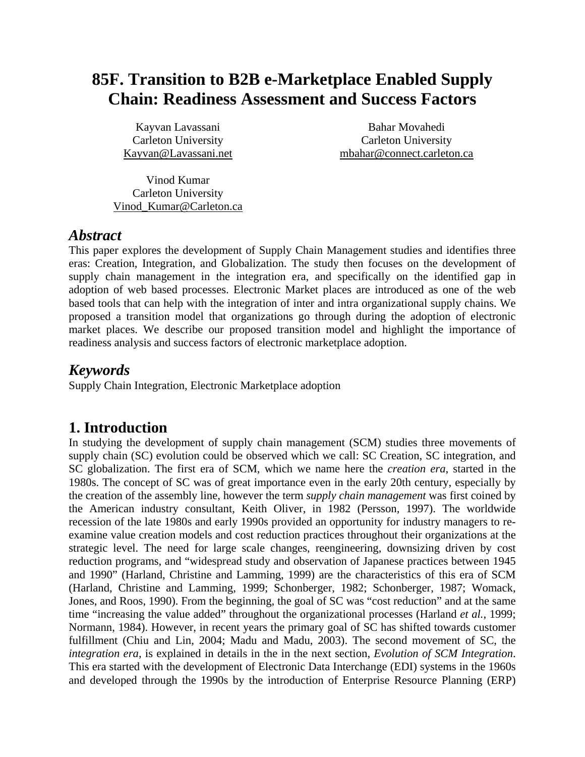# 85F. Transition to B2B e-Marketplace Enabled Supply Chain: Readiness Assessment and Success Factors

Kayvan Lavassani
Carleton University
Kayvan@Lavassani.net

Bahar Movahedi
Carleton University
mbahar@connect.carleton.ca

Vinod Kumar
Carleton University
Vinod_Kumar@Carleton.ca

## *Abstract*

This paper explores the development of Supply Chain Management studies and identifies three eras: Creation, Integration, and Globalization. The study then focuses on the development of supply chain management in the integration era, and specifically on the identified gap in adoption of web based processes. Electronic Market places are introduced as one of the web based tools that can help with the integration of inter and intra organizational supply chains. We proposed a transition model that organizations go through during the adoption of electronic market places. We describe our proposed transition model and highlight the importance of readiness analysis and success factors of electronic marketplace adoption.

## *Keywords*

Supply Chain Integration, Electronic Marketplace adoption

## 1. Introduction

In studying the development of supply chain management (SCM) studies three movements of supply chain (SC) evolution could be observed which we call: SC Creation, SC integration, and SC globalization. The first era of SCM, which we name here the *creation era*, started in the 1980s. The concept of SC was of great importance even in the early 20th century, especially by the creation of the assembly line, however the term *supply chain management* was first coined by the American industry consultant, Keith Oliver, in 1982 (Persson, 1997). The worldwide recession of the late 1980s and early 1990s provided an opportunity for industry managers to re-examine value creation models and cost reduction practices throughout their organizations at the strategic level. The need for large scale changes, reengineering, downsizing driven by cost reduction programs, and “widespread study and observation of Japanese practices between 1945 and 1990” (Harland, Christine and Lamming, 1999) are the characteristics of this era of SCM (Harland, Christine and Lamming, 1999; Schonberger, 1982; Schonberger, 1987; Womack, Jones, and Roos, 1990). From the beginning, the goal of SC was “cost reduction” and at the same time “increasing the value added” throughout the organizational processes (Harland *et al.*, 1999; Normann, 1984). However, in recent years the primary goal of SC has shifted towards customer fulfillment (Chiu and Lin, 2004; Madu and Madu, 2003). The second movement of SC, the *integration era*, is explained in details in the in the next section, *Evolution of SCM Integration*. This era started with the development of Electronic Data Interchange (EDI) systems in the 1960s and developed through the 1990s by the introduction of Enterprise Resource Planning (ERP)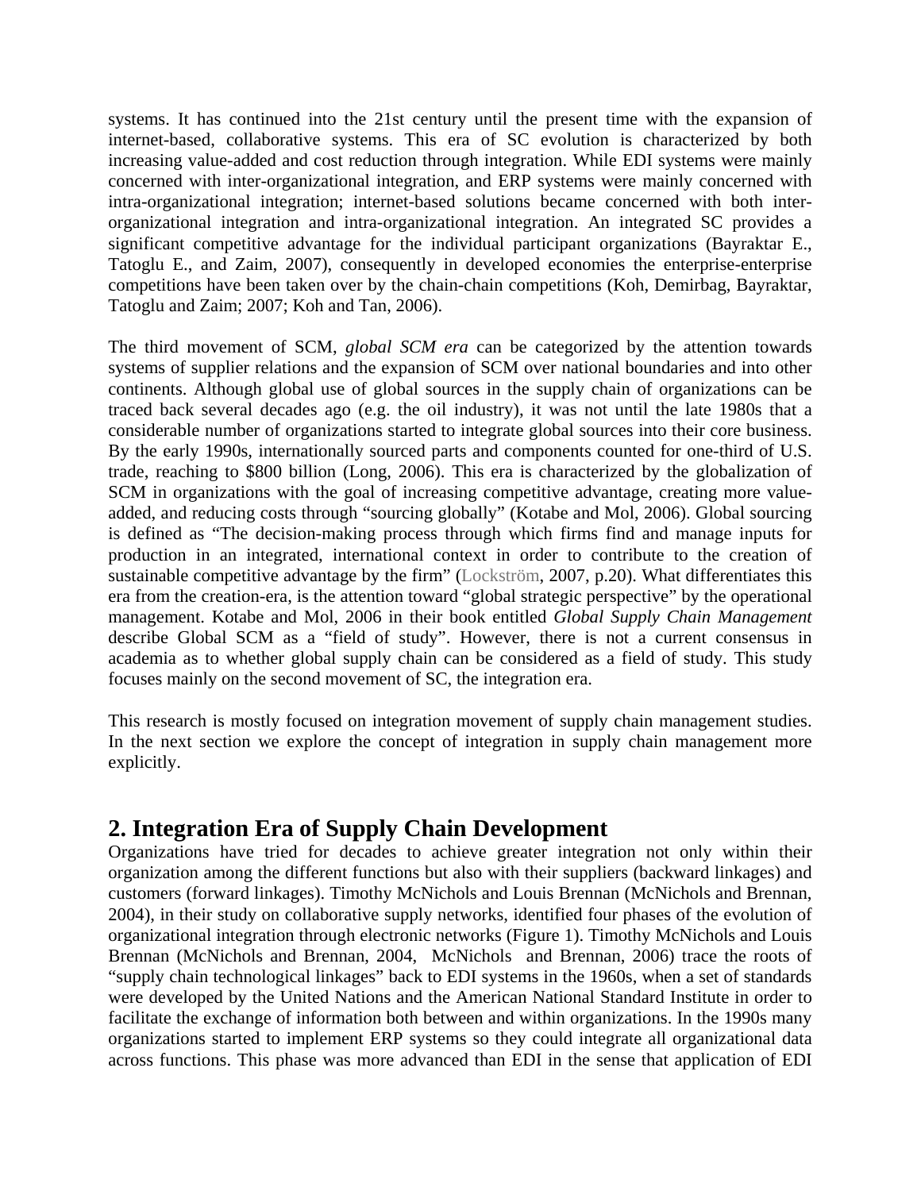systems. It has continued into the 21st century until the present time with the expansion of internet-based, collaborative systems. This era of SC evolution is characterized by both increasing value-added and cost reduction through integration. While EDI systems were mainly concerned with inter-organizational integration, and ERP systems were mainly concerned with intra-organizational integration; internet-based solutions became concerned with both inter-organizational integration and intra-organizational integration. An integrated SC provides a significant competitive advantage for the individual participant organizations (Bayraktar E., Tatoglu E., and Zaim, 2007), consequently in developed economies the enterprise-enterprise competitions have been taken over by the chain-chain competitions (Koh, Demirbag, Bayraktar, Tatoglu and Zaim; 2007; Koh and Tan, 2006).

The third movement of SCM, *global SCM era* can be categorized by the attention towards systems of supplier relations and the expansion of SCM over national boundaries and into other continents. Although global use of global sources in the supply chain of organizations can be traced back several decades ago (e.g. the oil industry), it was not until the late 1980s that a considerable number of organizations started to integrate global sources into their core business. By the early 1990s, internationally sourced parts and components counted for one-third of U.S. trade, reaching to $800 billion (Long, 2006). This era is characterized by the globalization of SCM in organizations with the goal of increasing competitive advantage, creating more value-added, and reducing costs through "sourcing globally" (Kotabe and Mol, 2006). Global sourcing is defined as "The decision-making process through which firms find and manage inputs for production in an integrated, international context in order to contribute to the creation of sustainable competitive advantage by the firm" (Lockström, 2007, p.20). What differentiates this era from the creation-era, is the attention toward "global strategic perspective" by the operational management. Kotabe and Mol, 2006 in their book entitled *Global Supply Chain Management* describe Global SCM as a "field of study". However, there is not a current consensus in academia as to whether global supply chain can be considered as a field of study. This study focuses mainly on the second movement of SC, the integration era.

This research is mostly focused on integration movement of supply chain management studies. In the next section we explore the concept of integration in supply chain management more explicitly.

## 2. Integration Era of Supply Chain Development

Organizations have tried for decades to achieve greater integration not only within their organization among the different functions but also with their suppliers (backward linkages) and customers (forward linkages). Timothy McNichols and Louis Brennan (McNichols and Brennan, 2004), in their study on collaborative supply networks, identified four phases of the evolution of organizational integration through electronic networks (Figure 1). Timothy McNichols and Louis Brennan (McNichols and Brennan, 2004, McNichols and Brennan, 2006) trace the roots of "supply chain technological linkages" back to EDI systems in the 1960s, when a set of standards were developed by the United Nations and the American National Standard Institute in order to facilitate the exchange of information both between and within organizations. In the 1990s many organizations started to implement ERP systems so they could integrate all organizational data across functions. This phase was more advanced than EDI in the sense that application of EDI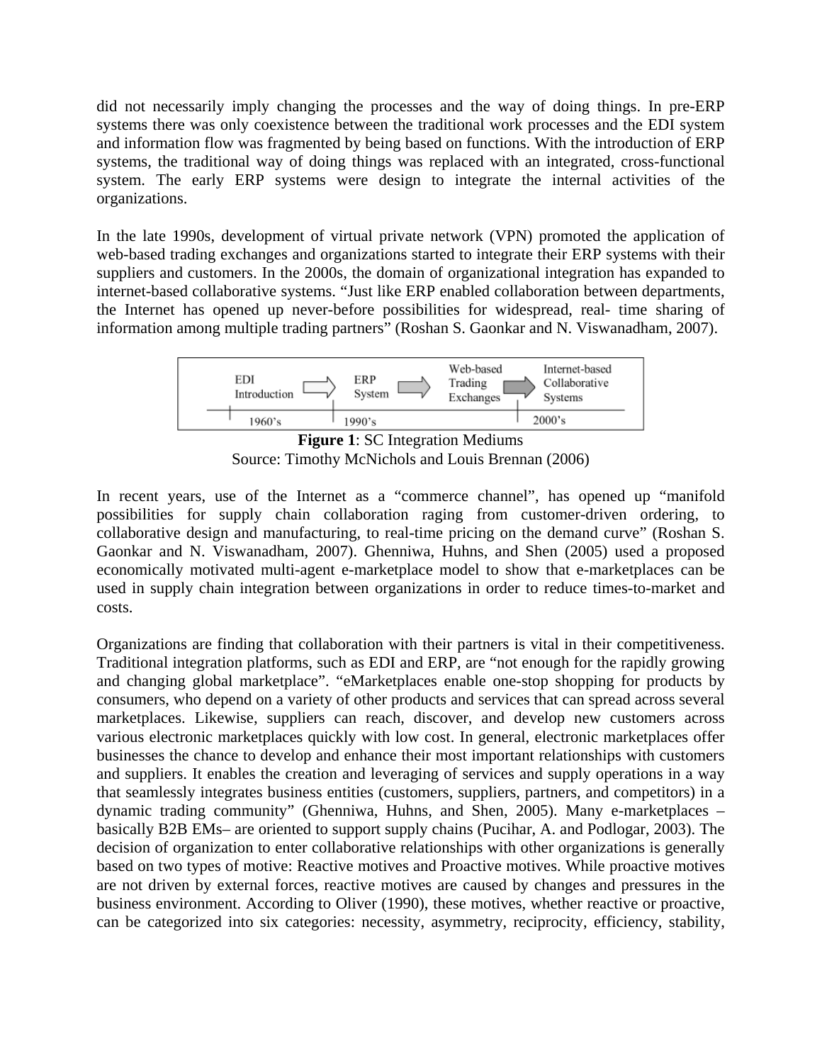did not necessarily imply changing the processes and the way of doing things. In pre-ERP systems there was only coexistence between the traditional work processes and the EDI system and information flow was fragmented by being based on functions. With the introduction of ERP systems, the traditional way of doing things was replaced with an integrated, cross-functional system. The early ERP systems were design to integrate the internal activities of the organizations.

In the late 1990s, development of virtual private network (VPN) promoted the application of web-based trading exchanges and organizations started to integrate their ERP systems with their suppliers and customers. In the 2000s, the domain of organizational integration has expanded to internet-based collaborative systems. "Just like ERP enabled collaboration between departments, the Internet has opened up never-before possibilities for widespread, real- time sharing of information among multiple trading partners" (Roshan S. Gaonkar and N. Viswanadham, 2007).

EDI Introduction (1960's) → ERP System (1990's) → Web-based Trading Exchanges → Internet-based Collaborative Systems (2000's)

**Figure 1**: SC Integration Mediums
Source: Timothy McNichols and Louis Brennan (2006)

In recent years, use of the Internet as a "commerce channel", has opened up "manifold possibilities for supply chain collaboration raging from customer-driven ordering, to collaborative design and manufacturing, to real-time pricing on the demand curve" (Roshan S. Gaonkar and N. Viswanadham, 2007). Ghenniwa, Huhns, and Shen (2005) used a proposed economically motivated multi-agent e-marketplace model to show that e-marketplaces can be used in supply chain integration between organizations in order to reduce times-to-market and costs.

Organizations are finding that collaboration with their partners is vital in their competitiveness. Traditional integration platforms, such as EDI and ERP, are "not enough for the rapidly growing and changing global marketplace". "eMarketplaces enable one-stop shopping for products by consumers, who depend on a variety of other products and services that can spread across several marketplaces. Likewise, suppliers can reach, discover, and develop new customers across various electronic marketplaces quickly with low cost. In general, electronic marketplaces offer businesses the chance to develop and enhance their most important relationships with customers and suppliers. It enables the creation and leveraging of services and supply operations in a way that seamlessly integrates business entities (customers, suppliers, partners, and competitors) in a dynamic trading community" (Ghenniwa, Huhns, and Shen, 2005). Many e-marketplaces – basically B2B EMs– are oriented to support supply chains (Pucihar, A. and Podlogar, 2003). The decision of organization to enter collaborative relationships with other organizations is generally based on two types of motive: Reactive motives and Proactive motives. While proactive motives are not driven by external forces, reactive motives are caused by changes and pressures in the business environment. According to Oliver (1990), these motives, whether reactive or proactive, can be categorized into six categories: necessity, asymmetry, reciprocity, efficiency, stability,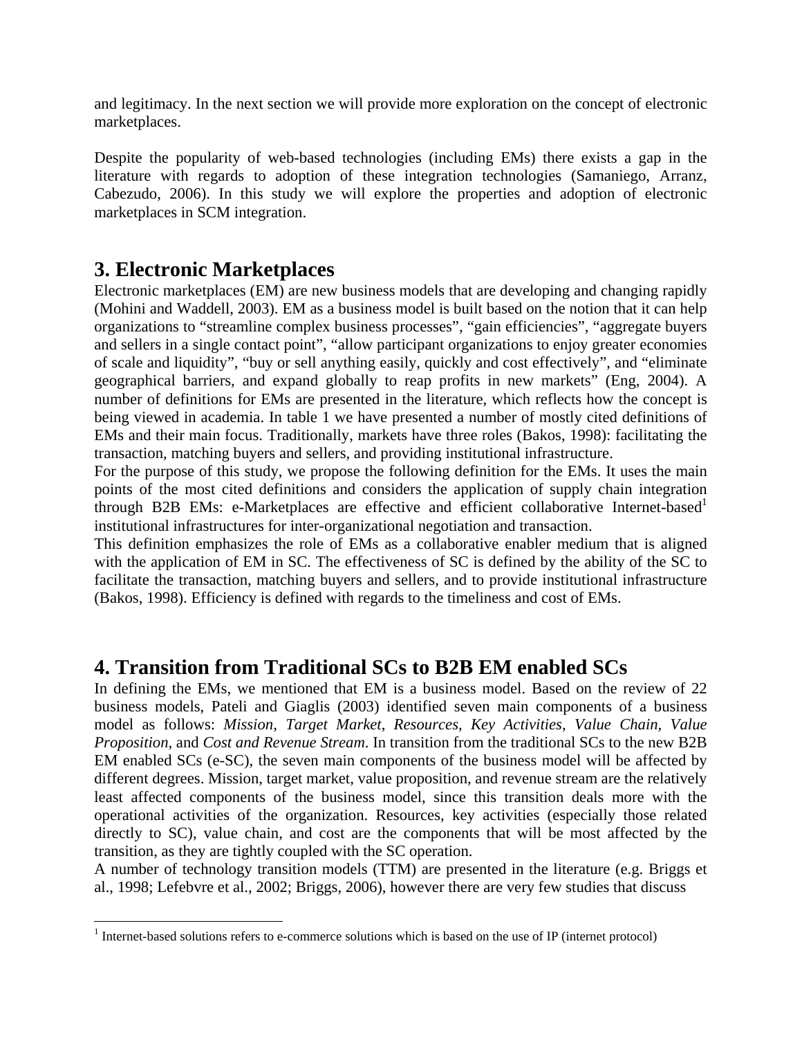and legitimacy. In the next section we will provide more exploration on the concept of electronic marketplaces.

Despite the popularity of web-based technologies (including EMs) there exists a gap in the literature with regards to adoption of these integration technologies (Samaniego, Arranz, Cabezudo, 2006). In this study we will explore the properties and adoption of electronic marketplaces in SCM integration.

# 3. Electronic Marketplaces

Electronic marketplaces (EM) are new business models that are developing and changing rapidly (Mohini and Waddell, 2003). EM as a business model is built based on the notion that it can help organizations to "streamline complex business processes", "gain efficiencies", "aggregate buyers and sellers in a single contact point", "allow participant organizations to enjoy greater economies of scale and liquidity", "buy or sell anything easily, quickly and cost effectively", and "eliminate geographical barriers, and expand globally to reap profits in new markets" (Eng, 2004). A number of definitions for EMs are presented in the literature, which reflects how the concept is being viewed in academia. In table 1 we have presented a number of mostly cited definitions of EMs and their main focus. Traditionally, markets have three roles (Bakos, 1998): facilitating the transaction, matching buyers and sellers, and providing institutional infrastructure.

For the purpose of this study, we propose the following definition for the EMs. It uses the main points of the most cited definitions and considers the application of supply chain integration through B2B EMs: e-Marketplaces are effective and efficient collaborative Internet-based[1] institutional infrastructures for inter-organizational negotiation and transaction.

This definition emphasizes the role of EMs as a collaborative enabler medium that is aligned with the application of EM in SC. The effectiveness of SC is defined by the ability of the SC to facilitate the transaction, matching buyers and sellers, and to provide institutional infrastructure (Bakos, 1998). Efficiency is defined with regards to the timeliness and cost of EMs.

# 4. Transition from Traditional SCs to B2B EM enabled SCs

In defining the EMs, we mentioned that EM is a business model. Based on the review of 22 business models, Pateli and Giaglis (2003) identified seven main components of a business model as follows: *Mission*, *Target Market*, *Resources*, *Key Activities*, *Value Chain*, *Value Proposition*, and *Cost and Revenue Stream*. In transition from the traditional SCs to the new B2B EM enabled SCs (e-SC), the seven main components of the business model will be affected by different degrees. Mission, target market, value proposition, and revenue stream are the relatively least affected components of the business model, since this transition deals more with the operational activities of the organization. Resources, key activities (especially those related directly to SC), value chain, and cost are the components that will be most affected by the transition, as they are tightly coupled with the SC operation.

A number of technology transition models (TTM) are presented in the literature (e.g. Briggs et al., 1998; Lefebvre et al., 2002; Briggs, 2006), however there are very few studies that discuss

[1] Internet-based solutions refers to e-commerce solutions which is based on the use of IP (internet protocol)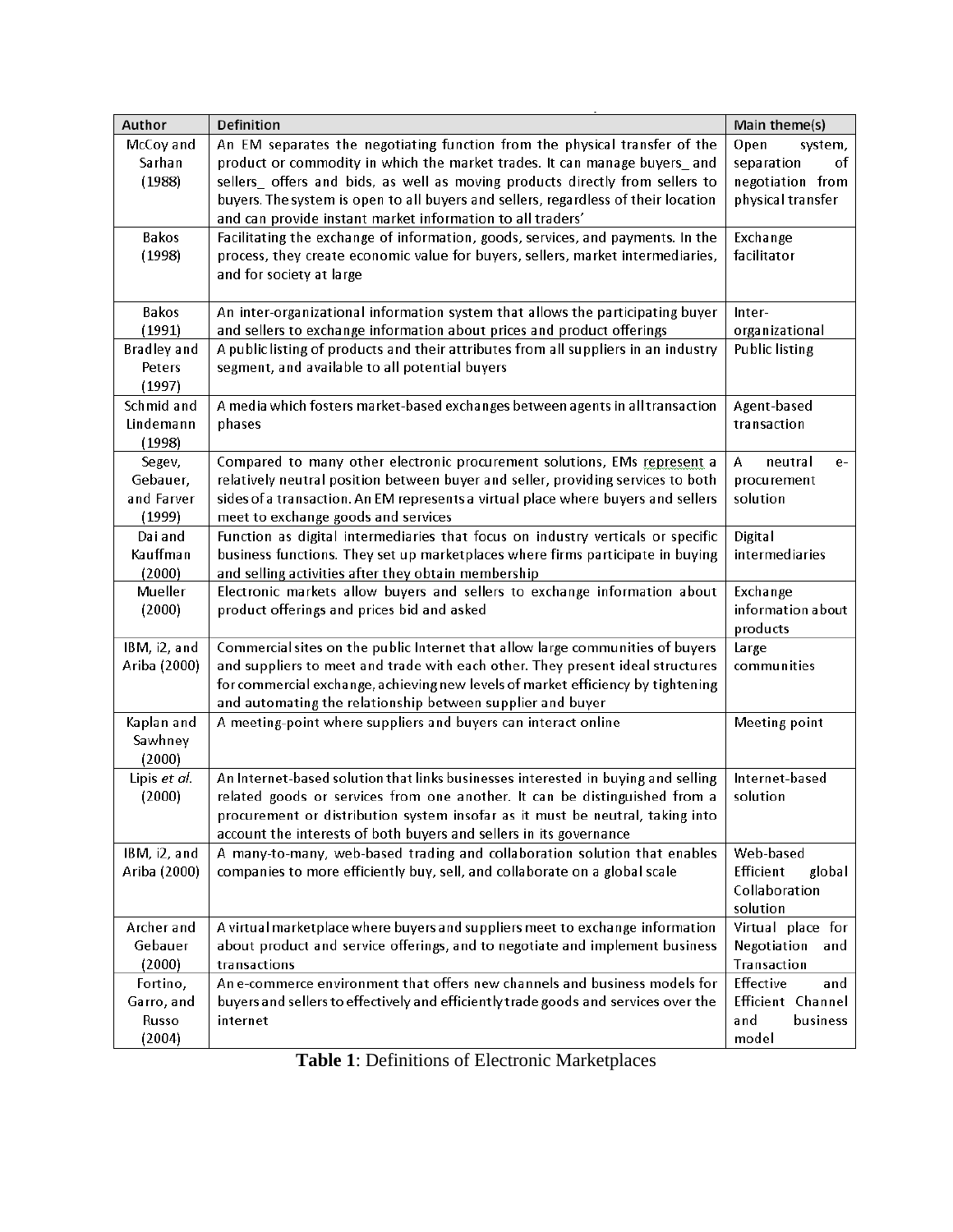| Author | Definition | Main theme(s) |
|---|---|---|
| McCoy and Sarhan (1988) | An EM separates the negotiating function from the physical transfer of the product or commodity in which the market trades. It can manage buyers_ and sellers_ offers and bids, as well as moving products directly from sellers to buyers. The system is open to all buyers and sellers, regardless of their location and can provide instant market information to all traders' | Open system, separation of negotiation from physical transfer |
| Bakos (1998) | Facilitating the exchange of information, goods, services, and payments. In the process, they create economic value for buyers, sellers, market intermediaries, and for society at large | Exchange facilitator |
| Bakos (1991) | An inter-organizational information system that allows the participating buyer and sellers to exchange information about prices and product offerings | Inter-organizational |
| Bradley and Peters (1997) | A public listing of products and their attributes from all suppliers in an industry segment, and available to all potential buyers | Public listing |
| Schmid and Lindemann (1998) | A media which fosters market-based exchanges between agents in all transaction phases | Agent-based transaction |
| Segev, Gebauer, and Farver (1999) | Compared to many other electronic procurement solutions, EMs represent a relatively neutral position between buyer and seller, providing services to both sides of a transaction. An EM represents a virtual place where buyers and sellers meet to exchange goods and services | A neutral e-procurement solution |
| Dai and Kauffman (2000) | Function as digital intermediaries that focus on industry verticals or specific business functions. They set up marketplaces where firms participate in buying and selling activities after they obtain membership | Digital intermediaries |
| Mueller (2000) | Electronic markets allow buyers and sellers to exchange information about product offerings and prices bid and asked | Exchange information about products |
| IBM, i2, and Ariba (2000) | Commercial sites on the public Internet that allow large communities of buyers and suppliers to meet and trade with each other. They present ideal structures for commercial exchange, achieving new levels of market efficiency by tightening and automating the relationship between supplier and buyer | Large communities |
| Kaplan and Sawhney (2000) | A meeting-point where suppliers and buyers can interact online | Meeting point |
| Lipis *et al.* (2000) | An Internet-based solution that links businesses interested in buying and selling related goods or services from one another. It can be distinguished from a procurement or distribution system insofar as it must be neutral, taking into account the interests of both buyers and sellers in its governance | Internet-based solution |
| IBM, i2, and Ariba (2000) | A many-to-many, web-based trading and collaboration solution that enables companies to more efficiently buy, sell, and collaborate on a global scale | Web-based Efficient global Collaboration solution |
| Archer and Gebauer (2000) | A virtual marketplace where buyers and suppliers meet to exchange information about product and service offerings, and to negotiate and implement business transactions | Virtual place for Negotiation and Transaction |
| Fortino, Garro, and Russo (2004) | An e-commerce environment that offers new channels and business models for buyers and sellers to effectively and efficiently trade goods and services over the internet | Effective and Efficient Channel and business model |

**Table 1**: Definitions of Electronic Marketplaces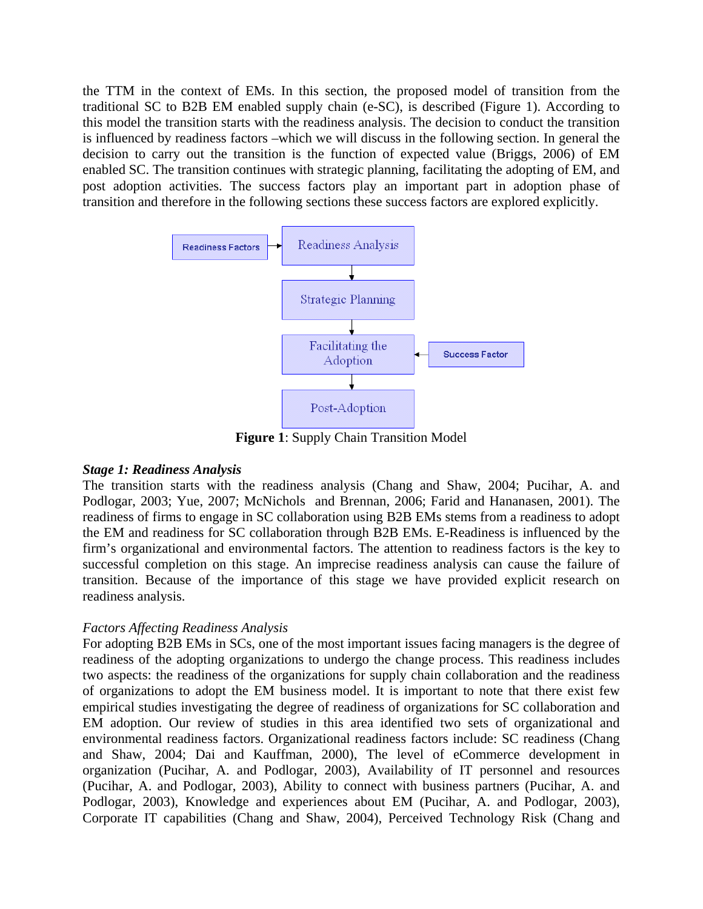the TTM in the context of EMs. In this section, the proposed model of transition from the traditional SC to B2B EM enabled supply chain (e-SC), is described (Figure 1). According to this model the transition starts with the readiness analysis. The decision to conduct the transition is influenced by readiness factors –which we will discuss in the following section. In general the decision to carry out the transition is the function of expected value (Briggs, 2006) of EM enabled SC. The transition continues with strategic planning, facilitating the adopting of EM, and post adoption activities. The success factors play an important part in adoption phase of transition and therefore in the following sections these success factors are explored explicitly.

**Figure 1**: Supply Chain Transition Model

***Stage 1: Readiness Analysis***

The transition starts with the readiness analysis (Chang and Shaw, 2004; Pucihar, A. and Podlogar, 2003; Yue, 2007; McNichols and Brennan, 2006; Farid and Hananasen, 2001). The readiness of firms to engage in SC collaboration using B2B EMs stems from a readiness to adopt the EM and readiness for SC collaboration through B2B EMs. E-Readiness is influenced by the firm's organizational and environmental factors. The attention to readiness factors is the key to successful completion on this stage. An imprecise readiness analysis can cause the failure of transition. Because of the importance of this stage we have provided explicit research on readiness analysis.

*Factors Affecting Readiness Analysis*

For adopting B2B EMs in SCs, one of the most important issues facing managers is the degree of readiness of the adopting organizations to undergo the change process. This readiness includes two aspects: the readiness of the organizations for supply chain collaboration and the readiness of organizations to adopt the EM business model. It is important to note that there exist few empirical studies investigating the degree of readiness of organizations for SC collaboration and EM adoption. Our review of studies in this area identified two sets of organizational and environmental readiness factors. Organizational readiness factors include: SC readiness (Chang and Shaw, 2004; Dai and Kauffman, 2000), The level of eCommerce development in organization (Pucihar, A. and Podlogar, 2003), Availability of IT personnel and resources (Pucihar, A. and Podlogar, 2003), Ability to connect with business partners (Pucihar, A. and Podlogar, 2003), Knowledge and experiences about EM (Pucihar, A. and Podlogar, 2003), Corporate IT capabilities (Chang and Shaw, 2004), Perceived Technology Risk (Chang and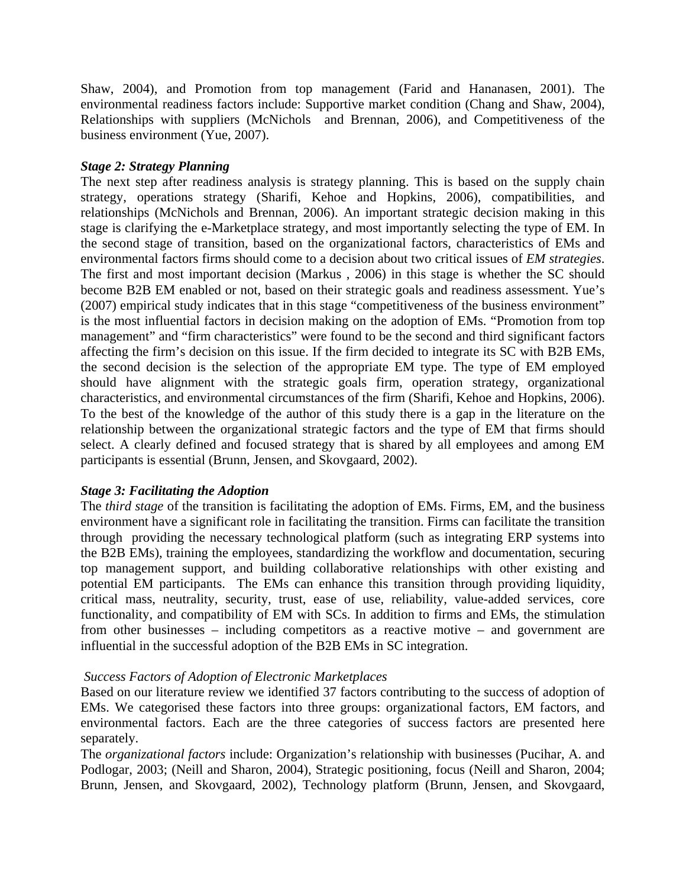Shaw, 2004), and Promotion from top management (Farid and Hananasen, 2001). The environmental readiness factors include: Supportive market condition (Chang and Shaw, 2004), Relationships with suppliers (McNichols and Brennan, 2006), and Competitiveness of the business environment (Yue, 2007).

***Stage 2: Strategy Planning***

The next step after readiness analysis is strategy planning. This is based on the supply chain strategy, operations strategy (Sharifi, Kehoe and Hopkins, 2006), compatibilities, and relationships (McNichols and Brennan, 2006). An important strategic decision making in this stage is clarifying the e-Marketplace strategy, and most importantly selecting the type of EM. In the second stage of transition, based on the organizational factors, characteristics of EMs and environmental factors firms should come to a decision about two critical issues of *EM strategies*. The first and most important decision (Markus , 2006) in this stage is whether the SC should become B2B EM enabled or not, based on their strategic goals and readiness assessment. Yue's (2007) empirical study indicates that in this stage "competitiveness of the business environment" is the most influential factors in decision making on the adoption of EMs. "Promotion from top management" and "firm characteristics" were found to be the second and third significant factors affecting the firm's decision on this issue. If the firm decided to integrate its SC with B2B EMs, the second decision is the selection of the appropriate EM type. The type of EM employed should have alignment with the strategic goals firm, operation strategy, organizational characteristics, and environmental circumstances of the firm (Sharifi, Kehoe and Hopkins, 2006). To the best of the knowledge of the author of this study there is a gap in the literature on the relationship between the organizational strategic factors and the type of EM that firms should select. A clearly defined and focused strategy that is shared by all employees and among EM participants is essential (Brunn, Jensen, and Skovgaard, 2002).

***Stage 3: Facilitating the Adoption***

The *third stage* of the transition is facilitating the adoption of EMs. Firms, EM, and the business environment have a significant role in facilitating the transition. Firms can facilitate the transition through providing the necessary technological platform (such as integrating ERP systems into the B2B EMs), training the employees, standardizing the workflow and documentation, securing top management support, and building collaborative relationships with other existing and potential EM participants. The EMs can enhance this transition through providing liquidity, critical mass, neutrality, security, trust, ease of use, reliability, value-added services, core functionality, and compatibility of EM with SCs. In addition to firms and EMs, the stimulation from other businesses – including competitors as a reactive motive – and government are influential in the successful adoption of the B2B EMs in SC integration.

*Success Factors of Adoption of Electronic Marketplaces*

Based on our literature review we identified 37 factors contributing to the success of adoption of EMs. We categorised these factors into three groups: organizational factors, EM factors, and environmental factors. Each are the three categories of success factors are presented here separately.

The *organizational factors* include: Organization's relationship with businesses (Pucihar, A. and Podlogar, 2003; (Neill and Sharon, 2004), Strategic positioning, focus (Neill and Sharon, 2004; Brunn, Jensen, and Skovgaard, 2002), Technology platform (Brunn, Jensen, and Skovgaard,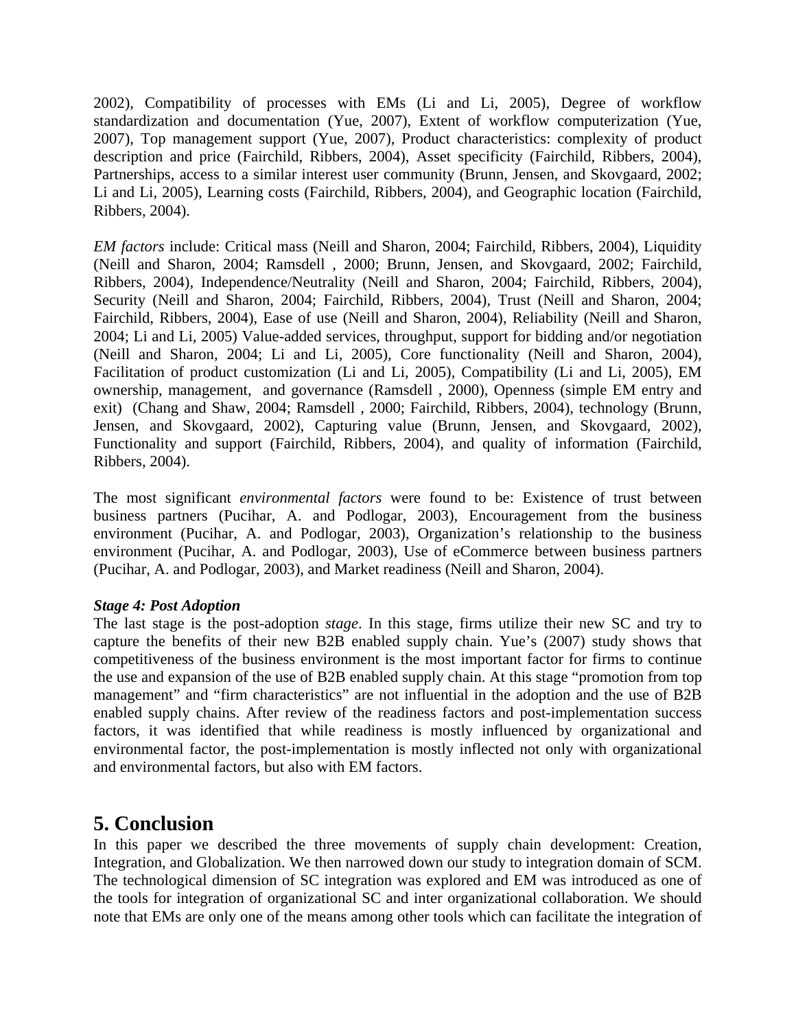2002), Compatibility of processes with EMs (Li and Li, 2005), Degree of workflow standardization and documentation (Yue, 2007), Extent of workflow computerization (Yue, 2007), Top management support (Yue, 2007), Product characteristics: complexity of product description and price (Fairchild, Ribbers, 2004), Asset specificity (Fairchild, Ribbers, 2004), Partnerships, access to a similar interest user community (Brunn, Jensen, and Skovgaard, 2002; Li and Li, 2005), Learning costs (Fairchild, Ribbers, 2004), and Geographic location (Fairchild, Ribbers, 2004).

*EM factors* include: Critical mass (Neill and Sharon, 2004; Fairchild, Ribbers, 2004), Liquidity (Neill and Sharon, 2004; Ramsdell , 2000; Brunn, Jensen, and Skovgaard, 2002; Fairchild, Ribbers, 2004), Independence/Neutrality (Neill and Sharon, 2004; Fairchild, Ribbers, 2004), Security (Neill and Sharon, 2004; Fairchild, Ribbers, 2004), Trust (Neill and Sharon, 2004; Fairchild, Ribbers, 2004), Ease of use (Neill and Sharon, 2004), Reliability (Neill and Sharon, 2004; Li and Li, 2005) Value-added services, throughput, support for bidding and/or negotiation (Neill and Sharon, 2004; Li and Li, 2005), Core functionality (Neill and Sharon, 2004), Facilitation of product customization (Li and Li, 2005), Compatibility (Li and Li, 2005), EM ownership, management, and governance (Ramsdell , 2000), Openness (simple EM entry and exit) (Chang and Shaw, 2004; Ramsdell , 2000; Fairchild, Ribbers, 2004), technology (Brunn, Jensen, and Skovgaard, 2002), Capturing value (Brunn, Jensen, and Skovgaard, 2002), Functionality and support (Fairchild, Ribbers, 2004), and quality of information (Fairchild, Ribbers, 2004).

The most significant *environmental factors* were found to be: Existence of trust between business partners (Pucihar, A. and Podlogar, 2003), Encouragement from the business environment (Pucihar, A. and Podlogar, 2003), Organization's relationship to the business environment (Pucihar, A. and Podlogar, 2003), Use of eCommerce between business partners (Pucihar, A. and Podlogar, 2003), and Market readiness (Neill and Sharon, 2004).

***Stage 4: Post Adoption***

The last stage is the post-adoption *stage*. In this stage, firms utilize their new SC and try to capture the benefits of their new B2B enabled supply chain. Yue's (2007) study shows that competitiveness of the business environment is the most important factor for firms to continue the use and expansion of the use of B2B enabled supply chain. At this stage "promotion from top management" and "firm characteristics" are not influential in the adoption and the use of B2B enabled supply chains. After review of the readiness factors and post-implementation success factors, it was identified that while readiness is mostly influenced by organizational and environmental factor, the post-implementation is mostly inflected not only with organizational and environmental factors, but also with EM factors.

## 5. Conclusion

In this paper we described the three movements of supply chain development: Creation, Integration, and Globalization. We then narrowed down our study to integration domain of SCM. The technological dimension of SC integration was explored and EM was introduced as one of the tools for integration of organizational SC and inter organizational collaboration. We should note that EMs are only one of the means among other tools which can facilitate the integration of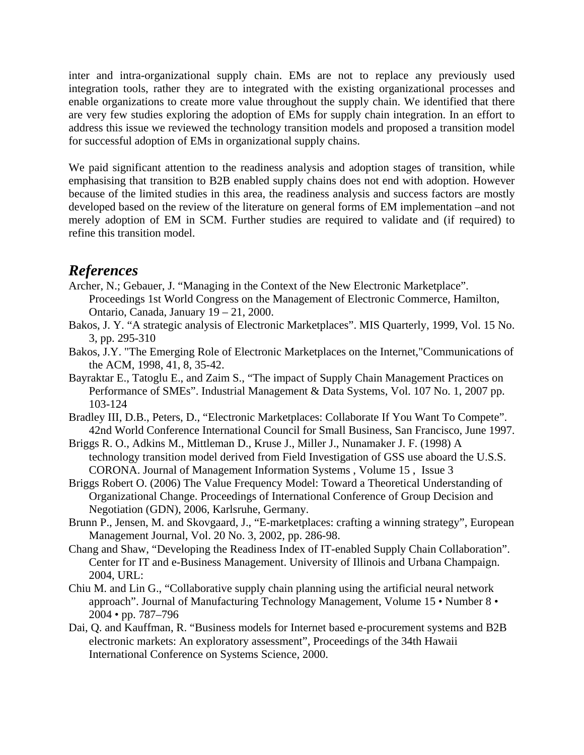inter and intra-organizational supply chain. EMs are not to replace any previously used integration tools, rather they are to integrated with the existing organizational processes and enable organizations to create more value throughout the supply chain. We identified that there are very few studies exploring the adoption of EMs for supply chain integration. In an effort to address this issue we reviewed the technology transition models and proposed a transition model for successful adoption of EMs in organizational supply chains.

We paid significant attention to the readiness analysis and adoption stages of transition, while emphasising that transition to B2B enabled supply chains does not end with adoption. However because of the limited studies in this area, the readiness analysis and success factors are mostly developed based on the review of the literature on general forms of EM implementation –and not merely adoption of EM in SCM. Further studies are required to validate and (if required) to refine this transition model.

## *References*

Archer, N.; Gebauer, J. "Managing in the Context of the New Electronic Marketplace". Proceedings 1st World Congress on the Management of Electronic Commerce, Hamilton, Ontario, Canada, January 19 – 21, 2000.

Bakos, J. Y. "A strategic analysis of Electronic Marketplaces". MIS Quarterly, 1999, Vol. 15 No. 3, pp. 295-310

Bakos, J.Y. "The Emerging Role of Electronic Marketplaces on the Internet,"Communications of the ACM, 1998, 41, 8, 35-42.

Bayraktar E., Tatoglu E., and Zaim S., "The impact of Supply Chain Management Practices on Performance of SMEs". Industrial Management & Data Systems, Vol. 107 No. 1, 2007 pp. 103-124

Bradley III, D.B., Peters, D., "Electronic Marketplaces: Collaborate If You Want To Compete". 42nd World Conference International Council for Small Business, San Francisco, June 1997.

Briggs R. O., Adkins M., Mittleman D., Kruse J., Miller J., Nunamaker J. F. (1998) A technology transition model derived from Field Investigation of GSS use aboard the U.S.S. CORONA. Journal of Management Information Systems , Volume 15 , Issue 3

Briggs Robert O. (2006) The Value Frequency Model: Toward a Theoretical Understanding of Organizational Change. Proceedings of International Conference of Group Decision and Negotiation (GDN), 2006, Karlsruhe, Germany.

Brunn P., Jensen, M. and Skovgaard, J., "E-marketplaces: crafting a winning strategy", European Management Journal, Vol. 20 No. 3, 2002, pp. 286-98.

Chang and Shaw, "Developing the Readiness Index of IT-enabled Supply Chain Collaboration". Center for IT and e-Business Management. University of Illinois and Urbana Champaign. 2004, URL:

Chiu M. and Lin G., "Collaborative supply chain planning using the artificial neural network approach". Journal of Manufacturing Technology Management, Volume 15 • Number 8 • 2004 • pp. 787–796

Dai, Q. and Kauffman, R. "Business models for Internet based e-procurement systems and B2B electronic markets: An exploratory assessment", Proceedings of the 34th Hawaii International Conference on Systems Science, 2000.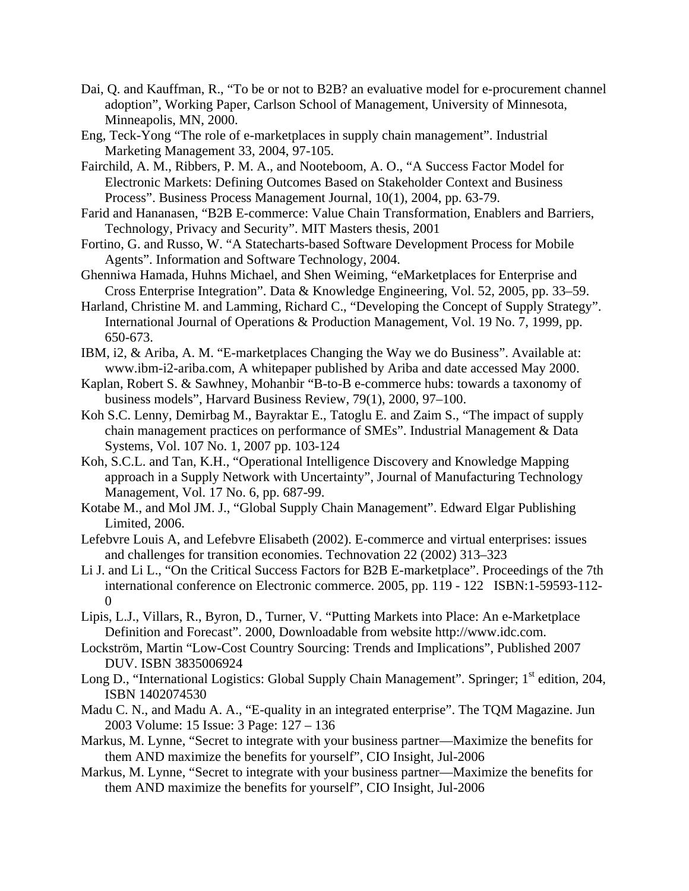Dai, Q. and Kauffman, R., “To be or not to B2B? an evaluative model for e-procurement channel adoption”, Working Paper, Carlson School of Management, University of Minnesota, Minneapolis, MN, 2000.

Eng, Teck-Yong “The role of e-marketplaces in supply chain management”. Industrial Marketing Management 33, 2004, 97-105.

Fairchild, A. M., Ribbers, P. M. A., and Nooteboom, A. O., “A Success Factor Model for Electronic Markets: Defining Outcomes Based on Stakeholder Context and Business Process”. Business Process Management Journal, 10(1), 2004, pp. 63-79.

Farid and Hananasen, “B2B E-commerce: Value Chain Transformation, Enablers and Barriers, Technology, Privacy and Security”. MIT Masters thesis, 2001

Fortino, G. and Russo, W. “A Statecharts-based Software Development Process for Mobile Agents”. Information and Software Technology, 2004.

Ghenniwa Hamada, Huhns Michael, and Shen Weiming, “eMarketplaces for Enterprise and Cross Enterprise Integration”. Data & Knowledge Engineering, Vol. 52, 2005, pp. 33–59.

Harland, Christine M. and Lamming, Richard C., “Developing the Concept of Supply Strategy”. International Journal of Operations & Production Management, Vol. 19 No. 7, 1999, pp. 650-673.

IBM, i2, & Ariba, A. M. “E-marketplaces Changing the Way we do Business”. Available at: www.ibm-i2-ariba.com, A whitepaper published by Ariba and date accessed May 2000.

Kaplan, Robert S. & Sawhney, Mohanbir “B-to-B e-commerce hubs: towards a taxonomy of business models”, Harvard Business Review, 79(1), 2000, 97–100.

Koh S.C. Lenny, Demirbag M., Bayraktar E., Tatoglu E. and Zaim S., “The impact of supply chain management practices on performance of SMEs”. Industrial Management & Data Systems, Vol. 107 No. 1, 2007 pp. 103-124

Koh, S.C.L. and Tan, K.H., “Operational Intelligence Discovery and Knowledge Mapping approach in a Supply Network with Uncertainty”, Journal of Manufacturing Technology Management, Vol. 17 No. 6, pp. 687-99.

Kotabe M., and Mol JM. J., “Global Supply Chain Management”. Edward Elgar Publishing Limited, 2006.

Lefebvre Louis A, and Lefebvre Elisabeth (2002). E-commerce and virtual enterprises: issues and challenges for transition economies. Technovation 22 (2002) 313–323

Li J. and Li L., “On the Critical Success Factors for B2B E-marketplace”. Proceedings of the 7th international conference on Electronic commerce. 2005, pp. 119 - 122 ISBN:1-59593-112-0

Lipis, L.J., Villars, R., Byron, D., Turner, V. “Putting Markets into Place: An e-Marketplace Definition and Forecast”. 2000, Downloadable from website http://www.idc.com.

Lockström, Martin “Low-Cost Country Sourcing: Trends and Implications”, Published 2007 DUV. ISBN 3835006924

Long D., “International Logistics: Global Supply Chain Management”. Springer; 1st edition, 204, ISBN 1402074530

Madu C. N., and Madu A. A., “E-quality in an integrated enterprise”. The TQM Magazine. Jun 2003 Volume: 15 Issue: 3 Page: 127 – 136

Markus, M. Lynne, “Secret to integrate with your business partner—Maximize the benefits for them AND maximize the benefits for yourself”, CIO Insight, Jul-2006

Markus, M. Lynne, “Secret to integrate with your business partner—Maximize the benefits for them AND maximize the benefits for yourself”, CIO Insight, Jul-2006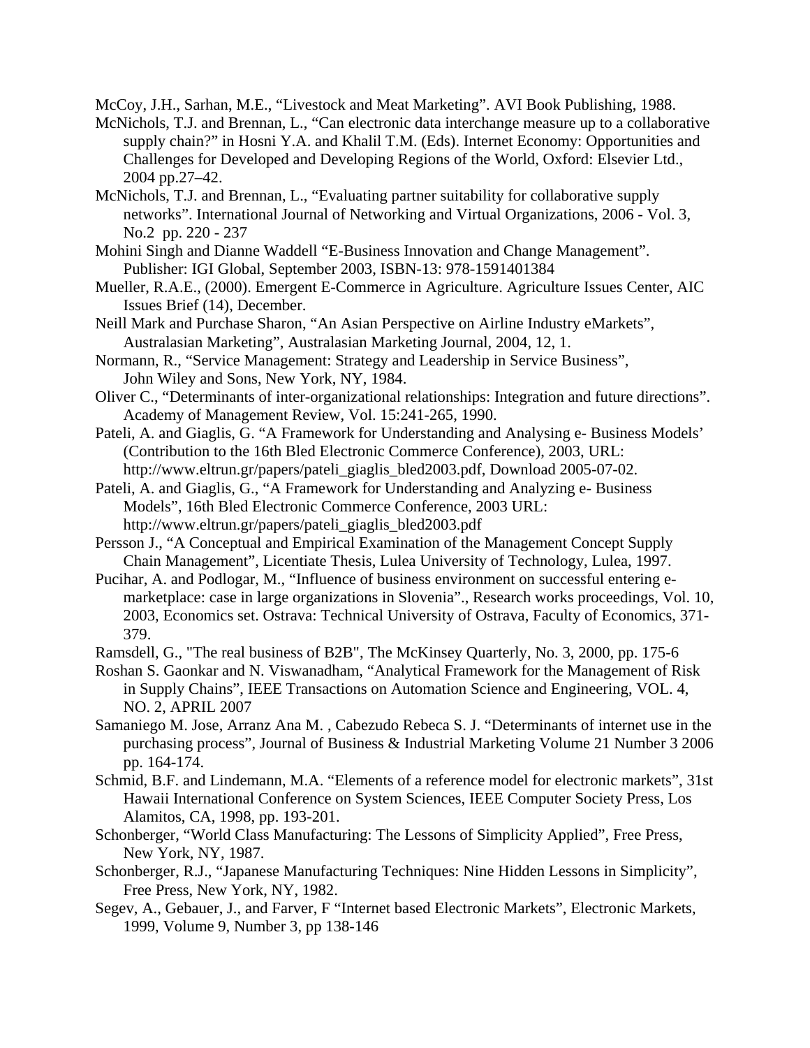McCoy, J.H., Sarhan, M.E., “Livestock and Meat Marketing”. AVI Book Publishing, 1988.

McNichols, T.J. and Brennan, L., “Can electronic data interchange measure up to a collaborative supply chain?” in Hosni Y.A. and Khalil T.M. (Eds). Internet Economy: Opportunities and Challenges for Developed and Developing Regions of the World, Oxford: Elsevier Ltd., 2004 pp.27–42.

McNichols, T.J. and Brennan, L., “Evaluating partner suitability for collaborative supply networks”. International Journal of Networking and Virtual Organizations, 2006 - Vol. 3, No.2 pp. 220 - 237

Mohini Singh and Dianne Waddell “E-Business Innovation and Change Management”. Publisher: IGI Global, September 2003, ISBN-13: 978-1591401384

Mueller, R.A.E., (2000). Emergent E-Commerce in Agriculture. Agriculture Issues Center, AIC Issues Brief (14), December.

Neill Mark and Purchase Sharon, “An Asian Perspective on Airline Industry eMarkets”, Australasian Marketing”, Australasian Marketing Journal, 2004, 12, 1.

Normann, R., “Service Management: Strategy and Leadership in Service Business”, John Wiley and Sons, New York, NY, 1984.

Oliver C., “Determinants of inter-organizational relationships: Integration and future directions”. Academy of Management Review, Vol. 15:241-265, 1990.

Pateli, A. and Giaglis, G. “A Framework for Understanding and Analysing e- Business Models’ (Contribution to the 16th Bled Electronic Commerce Conference), 2003, URL: http://www.eltrun.gr/papers/pateli_giaglis_bled2003.pdf, Download 2005-07-02.

Pateli, A. and Giaglis, G., “A Framework for Understanding and Analyzing e- Business Models”, 16th Bled Electronic Commerce Conference, 2003 URL: http://www.eltrun.gr/papers/pateli_giaglis_bled2003.pdf

Persson J., “A Conceptual and Empirical Examination of the Management Concept Supply Chain Management”, Licentiate Thesis, Lulea University of Technology, Lulea, 1997.

Pucihar, A. and Podlogar, M., “Influence of business environment on successful entering e-marketplace: case in large organizations in Slovenia”., Research works proceedings, Vol. 10, 2003, Economics set. Ostrava: Technical University of Ostrava, Faculty of Economics, 371-379.

Ramsdell, G., "The real business of B2B", The McKinsey Quarterly, No. 3, 2000, pp. 175-6

Roshan S. Gaonkar and N. Viswanadham, “Analytical Framework for the Management of Risk in Supply Chains”, IEEE Transactions on Automation Science and Engineering, VOL. 4, NO. 2, APRIL 2007

Samaniego M. Jose, Arranz Ana M. , Cabezudo Rebeca S. J. “Determinants of internet use in the purchasing process”, Journal of Business & Industrial Marketing Volume 21 Number 3 2006 pp. 164-174.

Schmid, B.F. and Lindemann, M.A. “Elements of a reference model for electronic markets”, 31st Hawaii International Conference on System Sciences, IEEE Computer Society Press, Los Alamitos, CA, 1998, pp. 193-201.

Schonberger, “World Class Manufacturing: The Lessons of Simplicity Applied”, Free Press, New York, NY, 1987.

Schonberger, R.J., “Japanese Manufacturing Techniques: Nine Hidden Lessons in Simplicity”, Free Press, New York, NY, 1982.

Segev, A., Gebauer, J., and Farver, F “Internet based Electronic Markets”, Electronic Markets, 1999, Volume 9, Number 3, pp 138-146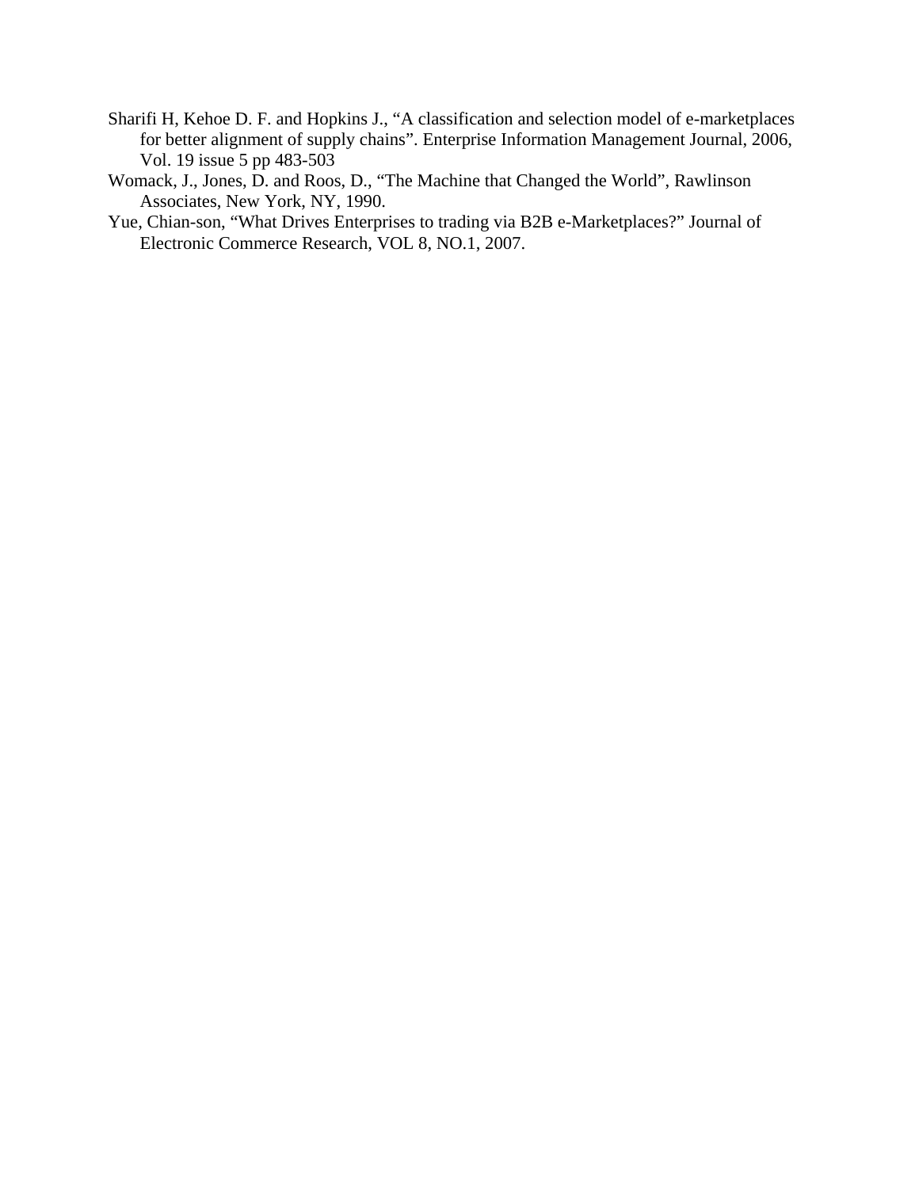Sharifi H, Kehoe D. F. and Hopkins J., "A classification and selection model of e-marketplaces for better alignment of supply chains". Enterprise Information Management Journal, 2006, Vol. 19 issue 5 pp 483-503

Womack, J., Jones, D. and Roos, D., "The Machine that Changed the World", Rawlinson Associates, New York, NY, 1990.

Yue, Chian-son, "What Drives Enterprises to trading via B2B e-Marketplaces?" Journal of Electronic Commerce Research, VOL 8, NO.1, 2007.